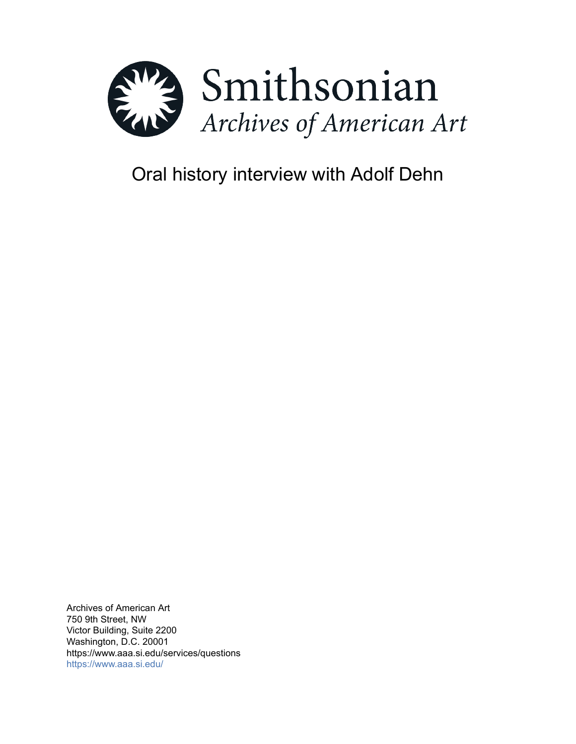Smithsonian

*Archives of American Art*

# Oral history interview with Adolf Dehn

Archives of American Art
750 9th Street, NW
Victor Building, Suite 2200
Washington, D.C. 20001
https://www.aaa.si.edu/services/questions
https://www.aaa.si.edu/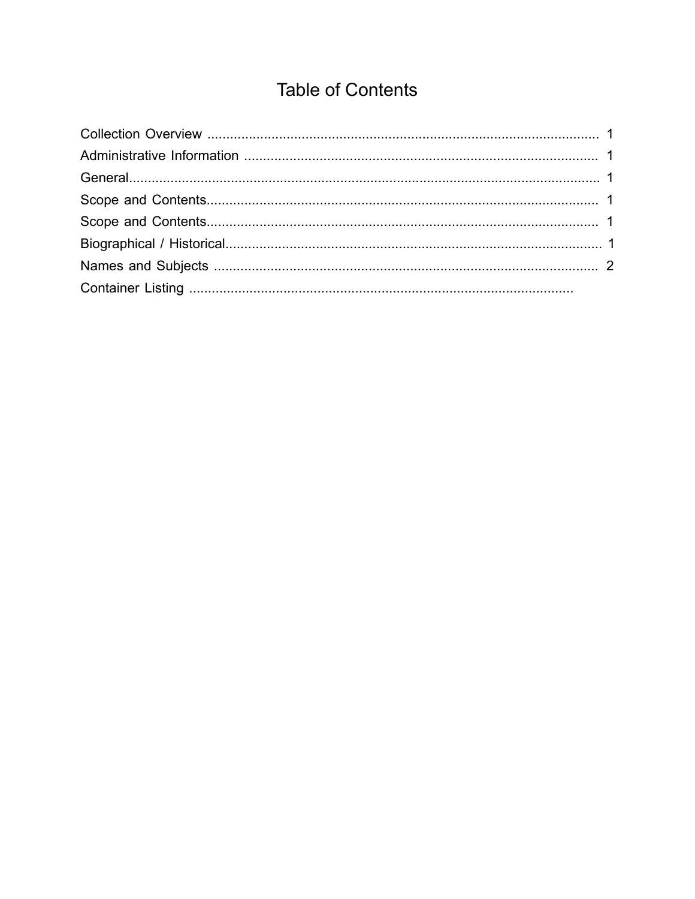# Table of Contents

Collection Overview ........................................................................................................ 1
Administrative Information .............................................................................................. 1
General.............................................................................................................................. 1
Scope and Contents......................................................................................................... 1
Scope and Contents......................................................................................................... 1
Biographical / Historical.................................................................................................... 1
Names and Subjects ....................................................................................................... 2
Container Listing ......................................................................................................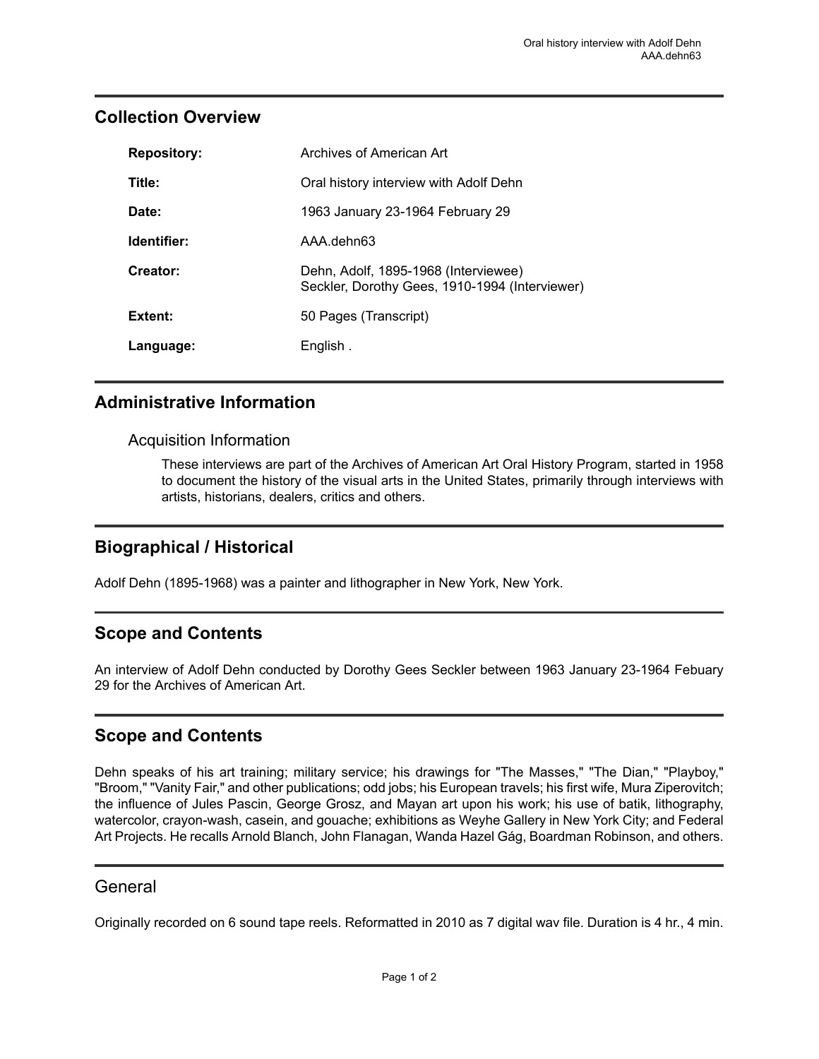## Collection Overview

| | |
|---|---|
| **Repository:** | Archives of American Art |
| **Title:** | Oral history interview with Adolf Dehn |
| **Date:** | 1963 January 23-1964 February 29 |
| **Identifier:** | AAA.dehn63 |
| **Creator:** | Dehn, Adolf, 1895-1968 (Interviewee)<br>Seckler, Dorothy Gees, 1910-1994 (Interviewer) |
| **Extent:** | 50 Pages (Transcript) |
| **Language:** | English . |

## Administrative Information

### Acquisition Information

These interviews are part of the Archives of American Art Oral History Program, started in 1958 to document the history of the visual arts in the United States, primarily through interviews with artists, historians, dealers, critics and others.

## Biographical / Historical

Adolf Dehn (1895-1968) was a painter and lithographer in New York, New York.

## Scope and Contents

An interview of Adolf Dehn conducted by Dorothy Gees Seckler between 1963 January 23-1964 Febuary 29 for the Archives of American Art.

## Scope and Contents

Dehn speaks of his art training; military service; his drawings for "The Masses," "The Dian," "Playboy," "Broom," "Vanity Fair," and other publications; odd jobs; his European travels; his first wife, Mura Ziperovitch; the influence of Jules Pascin, George Grosz, and Mayan art upon his work; his use of batik, lithography, watercolor, crayon-wash, casein, and gouache; exhibitions as Weyhe Gallery in New York City; and Federal Art Projects. He recalls Arnold Blanch, John Flanagan, Wanda Hazel Gág, Boardman Robinson, and others.

## General

Originally recorded on 6 sound tape reels. Reformatted in 2010 as 7 digital wav file. Duration is 4 hr., 4 min.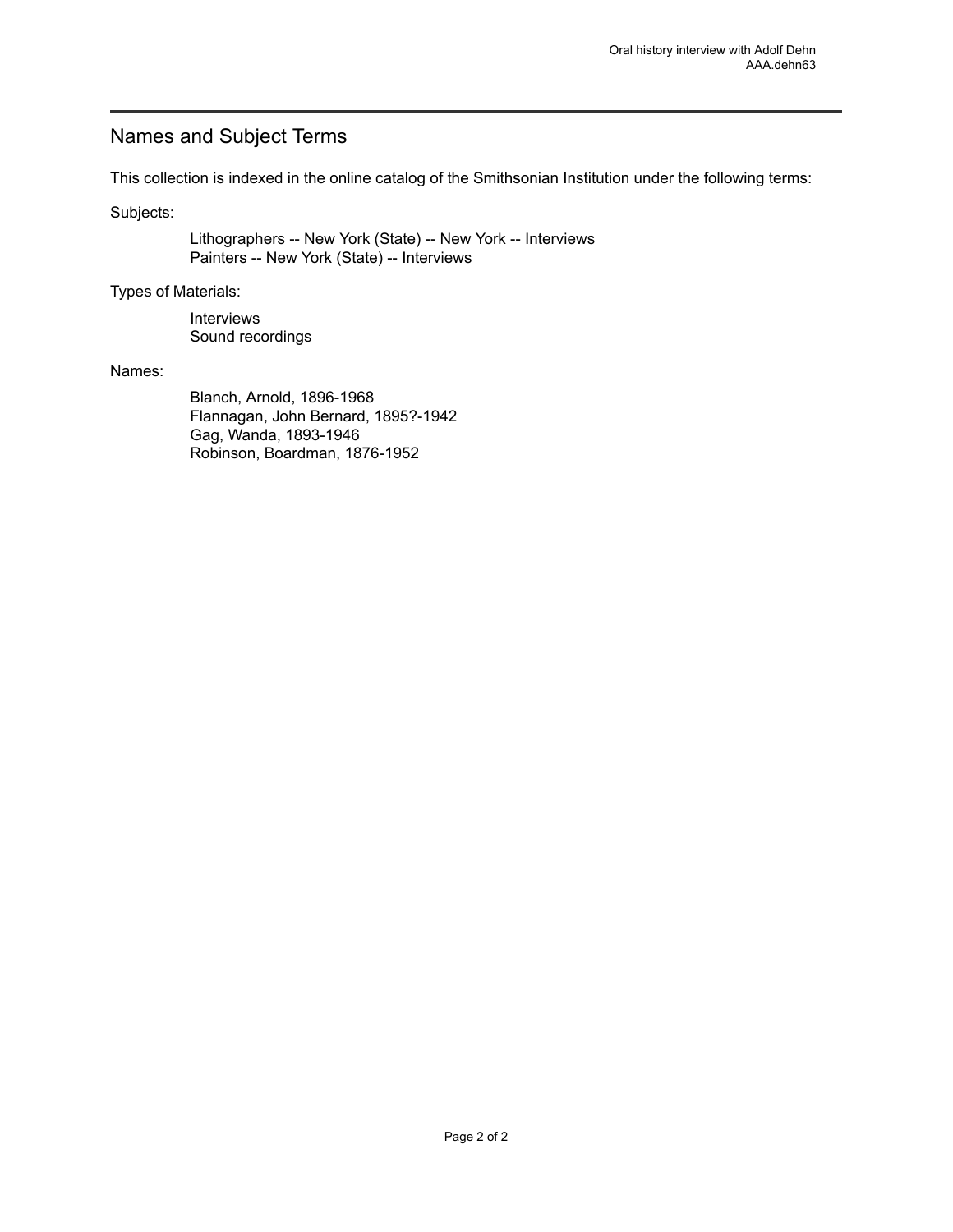## Names and Subject Terms

This collection is indexed in the online catalog of the Smithsonian Institution under the following terms:

Subjects:

- Lithographers -- New York (State) -- New York -- Interviews
- Painters -- New York (State) -- Interviews

Types of Materials:

- Interviews
- Sound recordings

Names:

- Blanch, Arnold, 1896-1968
- Flannagan, John Bernard, 1895?-1942
- Gag, Wanda, 1893-1946
- Robinson, Boardman, 1876-1952